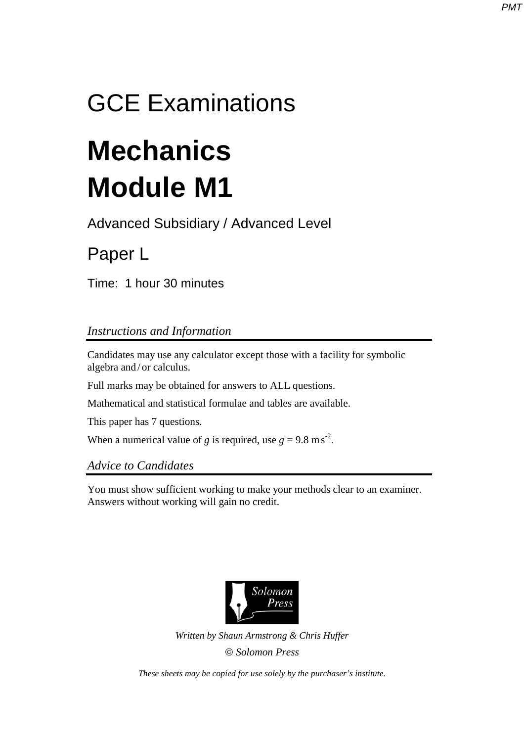# GCE Examinations

# Mechanics
# Module M1

Advanced Subsidiary / Advanced Level

## Paper L

Time: 1 hour 30 minutes

### *Instructions and Information*

Candidates may use any calculator except those with a facility for symbolic algebra and / or calculus.

Full marks may be obtained for answers to ALL questions.

Mathematical and statistical formulae and tables are available.

This paper has 7 questions.

When a numerical value of $g$ is required, use $g = 9.8 \text{ m s}^{-2}$.

### *Advice to Candidates*

You must show sufficient working to make your methods clear to an examiner. Answers without working will gain no credit.

Solomon Press

*Written by Shaun Armstrong & Chris Huffer*

*© Solomon Press*

*These sheets may be copied for use solely by the purchaser's institute.*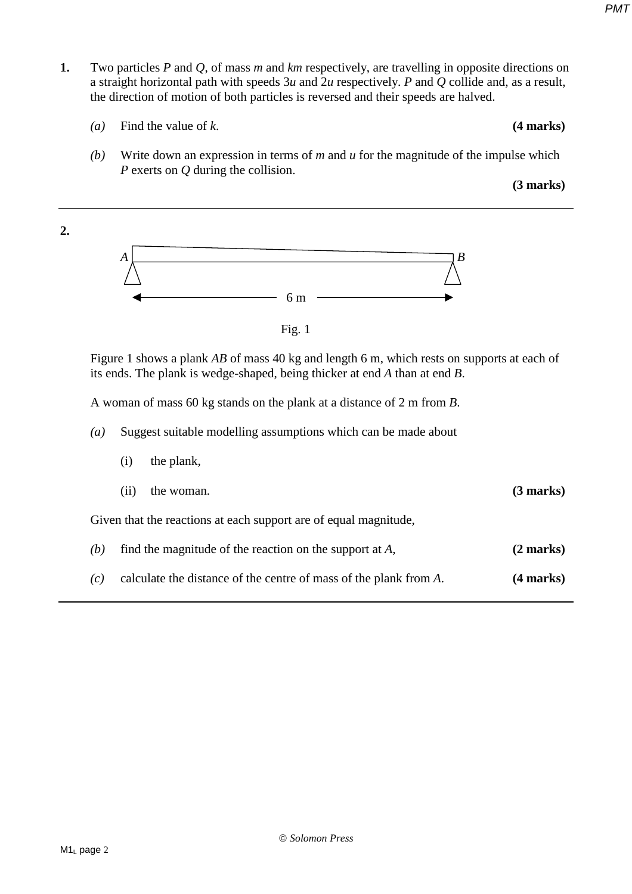**1.** Two particles $P$ and $Q$, of mass $m$ and $km$ respectively, are travelling in opposite directions on a straight horizontal path with speeds $3u$ and $2u$ respectively. $P$ and $Q$ collide and, as a result, the direction of motion of both particles is reversed and their speeds are halved.

*(a)* Find the value of $k$. **(4 marks)**

*(b)* Write down an expression in terms of $m$ and $u$ for the magnitude of the impulse which $P$ exerts on $Q$ during the collision. **(3 marks)**

---

**2.**

A — B, 6 m

Fig. 1

Figure 1 shows a plank $AB$ of mass 40 kg and length 6 m, which rests on supports at each of its ends. The plank is wedge-shaped, being thicker at end $A$ than at end $B$.

A woman of mass 60 kg stands on the plank at a distance of 2 m from $B$.

*(a)* Suggest suitable modelling assumptions which can be made about

(i) the plank,

(ii) the woman. **(3 marks)**

Given that the reactions at each support are of equal magnitude,

*(b)* find the magnitude of the reaction on the support at $A$, **(2 marks)**

*(c)* calculate the distance of the centre of mass of the plank from $A$. **(4 marks)**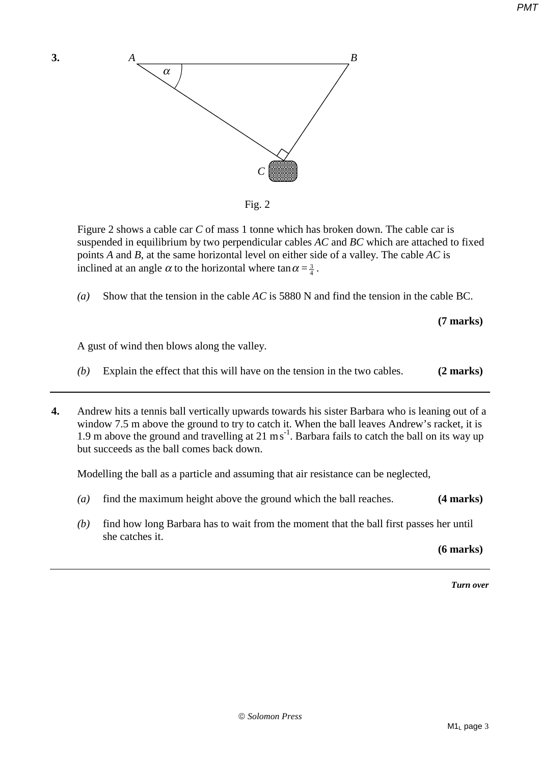**3.**

Fig. 2

Figure 2 shows a cable car $C$ of mass 1 tonne which has broken down. The cable car is suspended in equilibrium by two perpendicular cables $AC$ and $BC$ which are attached to fixed points $A$ and $B$, at the same horizontal level on either side of a valley. The cable $AC$ is inclined at an angle $\alpha$ to the horizontal where $\tan \alpha = \frac{3}{4}$.

*(a)* Show that the tension in the cable $AC$ is 5880 N and find the tension in the cable BC.

**(7 marks)**

A gust of wind then blows along the valley.

*(b)* Explain the effect that this will have on the tension in the two cables. **(2 marks)**

---

**4.** Andrew hits a tennis ball vertically upwards towards his sister Barbara who is leaning out of a window 7.5 m above the ground to try to catch it. When the ball leaves Andrew's racket, it is 1.9 m above the ground and travelling at 21 m s$^{-1}$. Barbara fails to catch the ball on its way up but succeeds as the ball comes back down.

Modelling the ball as a particle and assuming that air resistance can be neglected,

*(a)* find the maximum height above the ground which the ball reaches. **(4 marks)**

*(b)* find how long Barbara has to wait from the moment that the ball first passes her until she catches it.

**(6 marks)**

---

***Turn over***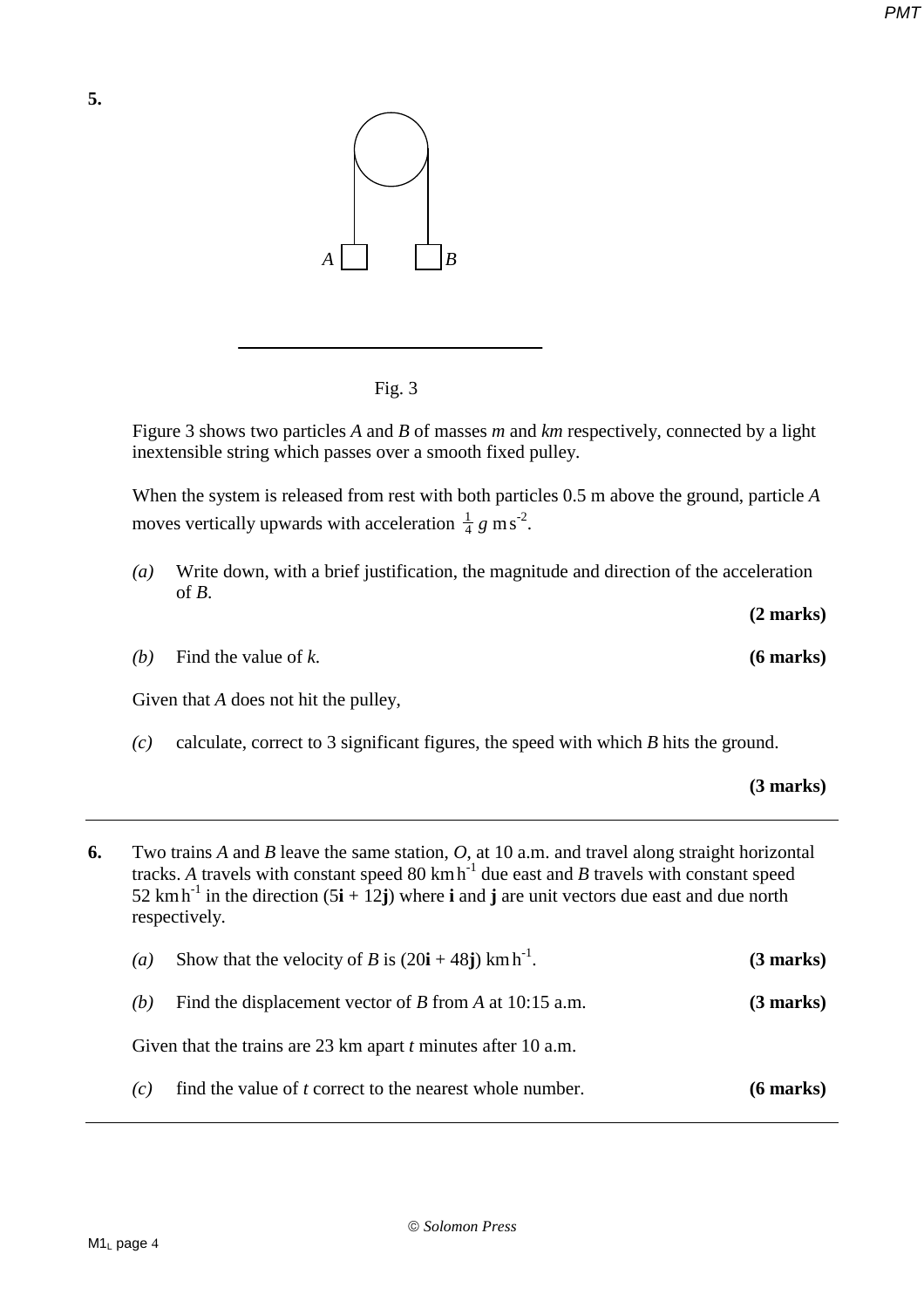**5.**

Fig. 3

Figure 3 shows two particles $A$ and $B$ of masses $m$ and $km$ respectively, connected by a light inextensible string which passes over a smooth fixed pulley.

When the system is released from rest with both particles 0.5 m above the ground, particle $A$ moves vertically upwards with acceleration $\frac{1}{4}g$ m s$^{-2}$.

*(a)* Write down, with a brief justification, the magnitude and direction of the acceleration of $B$.

**(2 marks)**

*(b)* Find the value of $k$. **(6 marks)**

Given that $A$ does not hit the pulley,

*(c)* calculate, correct to 3 significant figures, the speed with which $B$ hits the ground.

**(3 marks)**

---

**6.** Two trains $A$ and $B$ leave the same station, $O$, at 10 a.m. and travel along straight horizontal tracks. $A$ travels with constant speed 80 km h$^{-1}$ due east and $B$ travels with constant speed 52 km h$^{-1}$ in the direction $(5\mathbf{i} + 12\mathbf{j})$ where $\mathbf{i}$ and $\mathbf{j}$ are unit vectors due east and due north respectively.

*(a)* Show that the velocity of $B$ is $(20\mathbf{i} + 48\mathbf{j})$ km h$^{-1}$. **(3 marks)**

*(b)* Find the displacement vector of $B$ from $A$ at 10:15 a.m. **(3 marks)**

Given that the trains are 23 km apart $t$ minutes after 10 a.m.

*(c)* find the value of $t$ correct to the nearest whole number. **(6 marks)**

---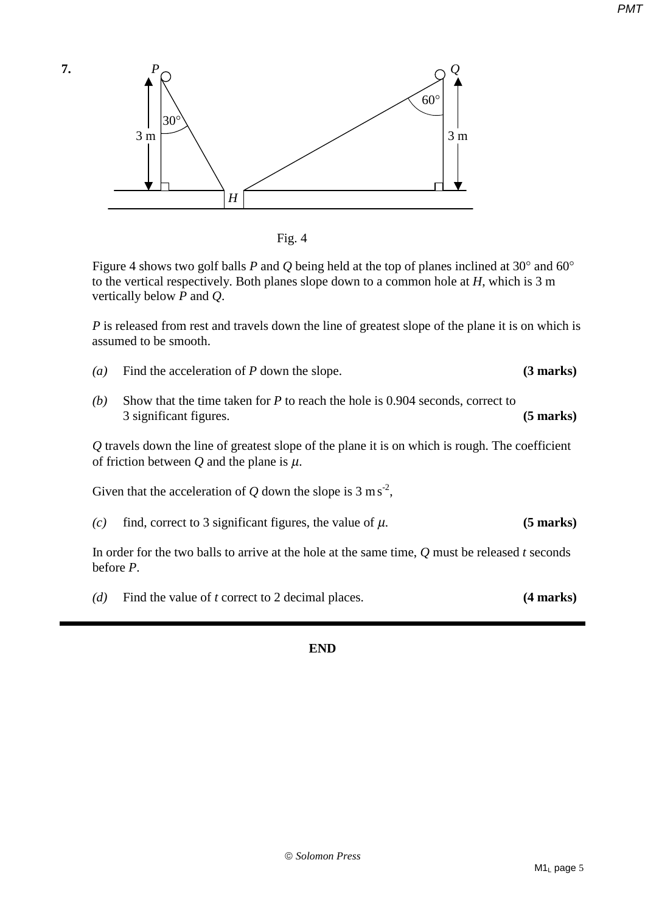**7.**

P

Q

60°

30°

3 m

3 m

H

Fig. 4

Figure 4 shows two golf balls $P$ and $Q$ being held at the top of planes inclined at 30° and 60° to the vertical respectively. Both planes slope down to a common hole at $H$, which is 3 m vertically below $P$ and $Q$.

$P$ is released from rest and travels down the line of greatest slope of the plane it is on which is assumed to be smooth.

*(a)* Find the acceleration of $P$ down the slope. **(3 marks)**

*(b)* Show that the time taken for $P$ to reach the hole is 0.904 seconds, correct to 3 significant figures. **(5 marks)**

$Q$ travels down the line of greatest slope of the plane it is on which is rough. The coefficient of friction between $Q$ and the plane is $\mu$.

Given that the acceleration of $Q$ down the slope is $3 \text{ m s}^{-2}$,

*(c)* find, correct to 3 significant figures, the value of $\mu$. **(5 marks)**

In order for the two balls to arrive at the hole at the same time, $Q$ must be released $t$ seconds before $P$.

*(d)* Find the value of $t$ correct to 2 decimal places. **(4 marks)**

---

**END**